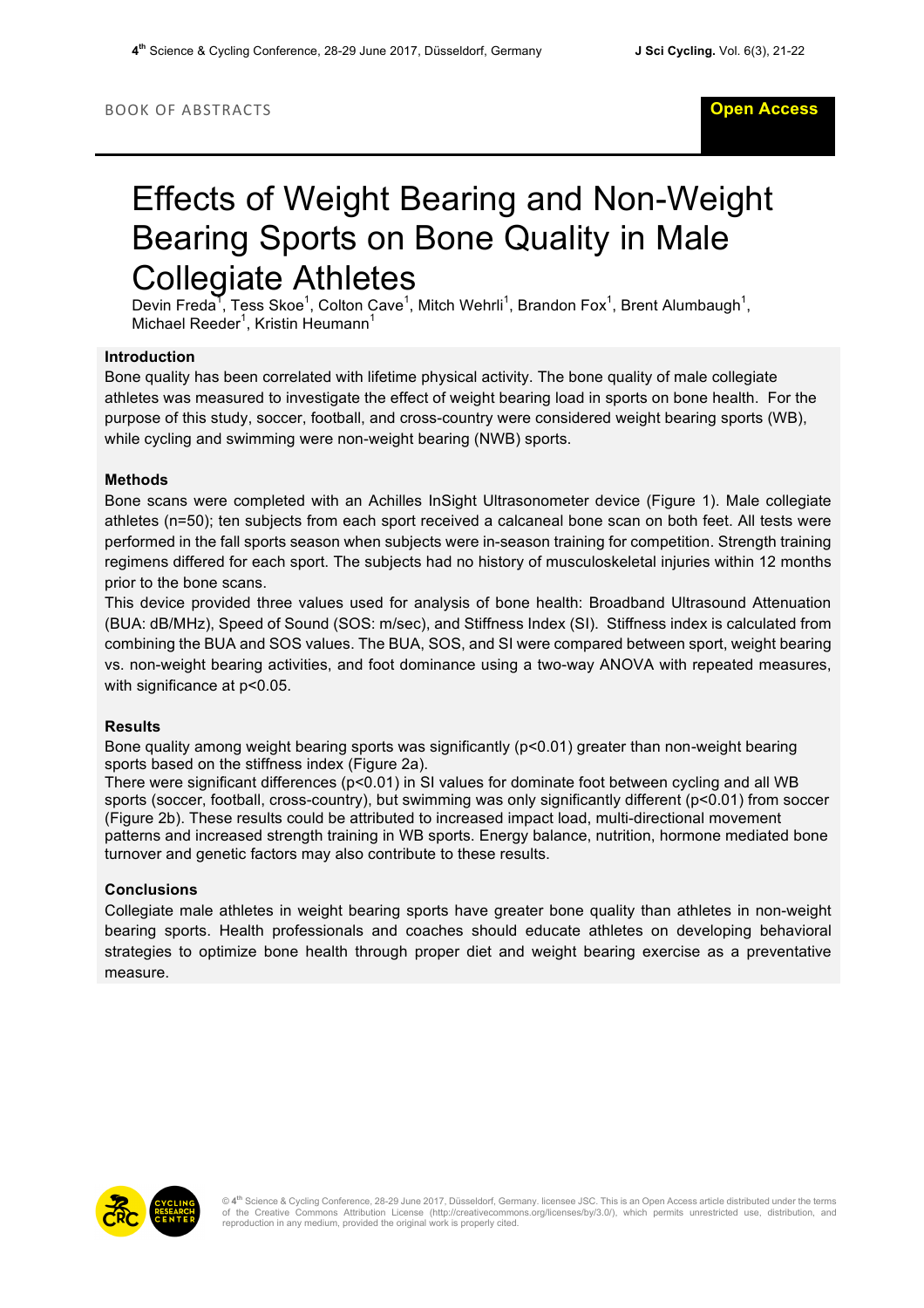BOOK OF ABSTRACTS

# Effects of Weight Bearing and Non-Weight Bearing Sports on Bone Quality in Male Collegiate Athletes

Devin Freda[1], Tess Skoe[1], Colton Cave[1], Mitch Wehrli[1], Brandon Fox[1], Brent Alumbaugh[1], Michael Reeder[1], Kristin Heumann[1]

## Introduction

Bone quality has been correlated with lifetime physical activity. The bone quality of male collegiate athletes was measured to investigate the effect of weight bearing load in sports on bone health. For the purpose of this study, soccer, football, and cross-country were considered weight bearing sports (WB), while cycling and swimming were non-weight bearing (NWB) sports.

## Methods

Bone scans were completed with an Achilles InSight Ultrasonometer device (Figure 1). Male collegiate athletes (n=50); ten subjects from each sport received a calcaneal bone scan on both feet. All tests were performed in the fall sports season when subjects were in-season training for competition. Strength training regimens differed for each sport. The subjects had no history of musculoskeletal injuries within 12 months prior to the bone scans.

This device provided three values used for analysis of bone health: Broadband Ultrasound Attenuation (BUA: dB/MHz), Speed of Sound (SOS: m/sec), and Stiffness Index (SI). Stiffness index is calculated from combining the BUA and SOS values. The BUA, SOS, and SI were compared between sport, weight bearing vs. non-weight bearing activities, and foot dominance using a two-way ANOVA with repeated measures, with significance at $p<0.05$.

## Results

Bone quality among weight bearing sports was significantly ($p<0.01$) greater than non-weight bearing sports based on the stiffness index (Figure 2a).

There were significant differences ($p<0.01$) in SI values for dominate foot between cycling and all WB sports (soccer, football, cross-country), but swimming was only significantly different ($p<0.01$) from soccer (Figure 2b). These results could be attributed to increased impact load, multi-directional movement patterns and increased strength training in WB sports. Energy balance, nutrition, hormone mediated bone turnover and genetic factors may also contribute to these results.

## Conclusions

Collegiate male athletes in weight bearing sports have greater bone quality than athletes in non-weight bearing sports. Health professionals and coaches should educate athletes on developing behavioral strategies to optimize bone health through proper diet and weight bearing exercise as a preventative measure.

© 4th Science & Cycling Conference, 28-29 June 2017, Düsseldorf, Germany. licensee JSC. This is an Open Access article distributed under the terms of the Creative Commons Attribution License (http://creativecommons.org/licenses/by/3.0/), which permits unrestricted use, distribution, and reproduction in any medium, provided the original work is properly cited.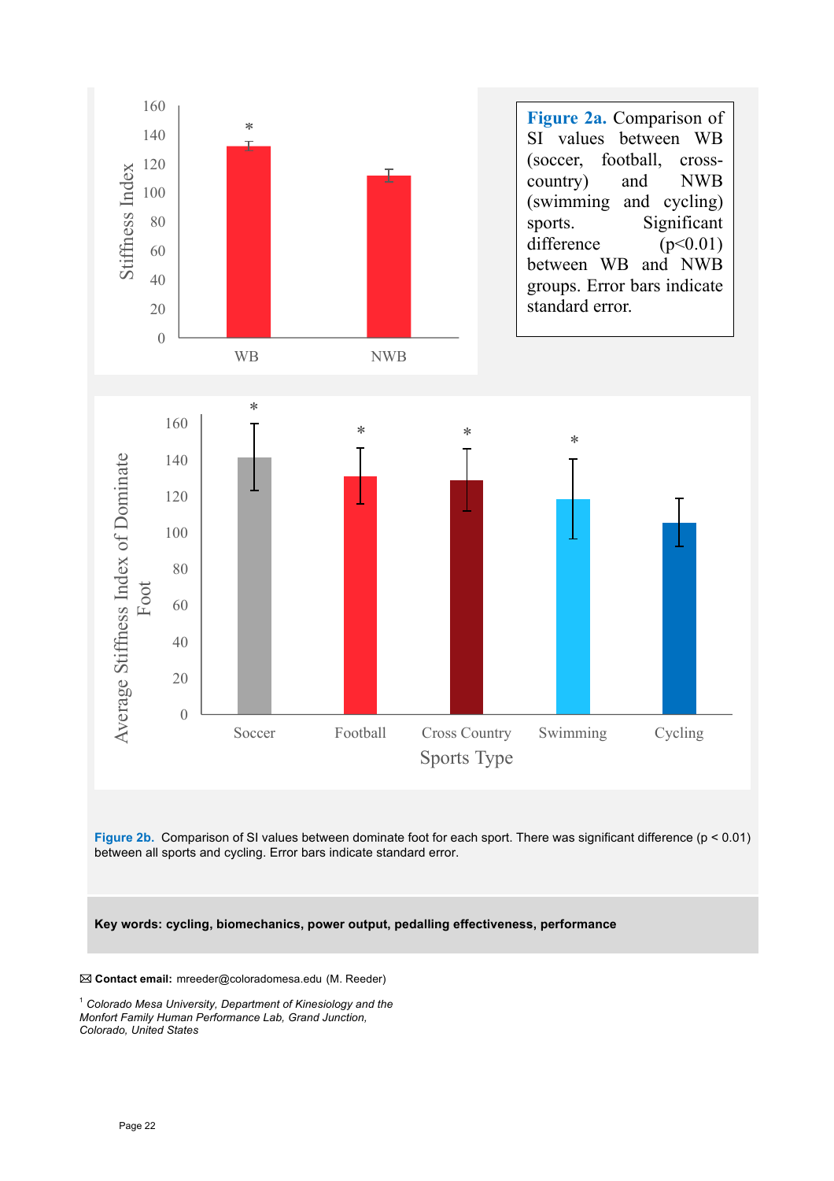160
140
120
100
80
60
40
20
0

Stiffness Index

*

WB

NWB

**Figure 2a.** Comparison of SI values between WB (soccer, football, cross-country) and NWB (swimming and cycling) sports. Significant difference ($p<0.01$) between WB and NWB groups. Error bars indicate standard error.

160
140
120
100
80
60
40
20
0

Average Stiffness Index of Dominate Foot

*
*
*
*

Soccer
Football
Cross Country
Swimming
Cycling

Sports Type

**Figure 2b.** Comparison of SI values between dominate foot for each sport. There was significant difference ($p < 0.01$) between all sports and cycling. Error bars indicate standard error.

**Key words: cycling, biomechanics, power output, pedalling effectiveness, performance**

✉ **Contact email:** mreeder@coloradomesa.edu (M. Reeder)

[1] *Colorado Mesa University, Department of Kinesiology and the Monfort Family Human Performance Lab, Grand Junction, Colorado, United States*